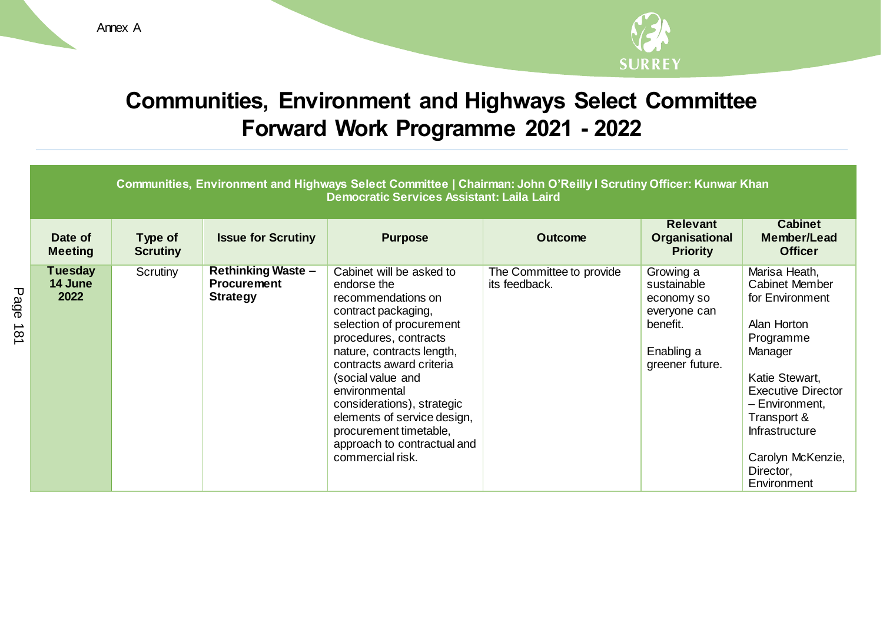Annex A

# Communities, Environment and Highways Select Committee Forward Work Programme 2021 - 2022

**Communities, Environment and Highways Select Committee | Chairman: John O'Reilly I Scrutiny Officer: Kunwar Khan**
**Democratic Services Assistant: Laila Laird**

| Date of Meeting | Type of Scrutiny | Issue for Scrutiny | Purpose | Outcome | Relevant Organisational Priority | Cabinet Member/Lead Officer |
|---|---|---|---|---|---|---|
| **Tuesday 14 June 2022** | Scrutiny | **Rethinking Waste – Procurement Strategy** | Cabinet will be asked to endorse the recommendations on contract packaging, selection of procurement procedures, contracts nature, contracts length, contracts award criteria (social value and environmental considerations), strategic elements of service design, procurement timetable, approach to contractual and commercial risk. | The Committee to provide its feedback. | Growing a sustainable economy so everyone can benefit.<br><br>Enabling a greener future. | Marisa Heath, Cabinet Member for Environment<br><br>Alan Horton Programme Manager<br><br>Katie Stewart, Executive Director – Environment, Transport & Infrastructure<br><br>Carolyn McKenzie, Director, Environment |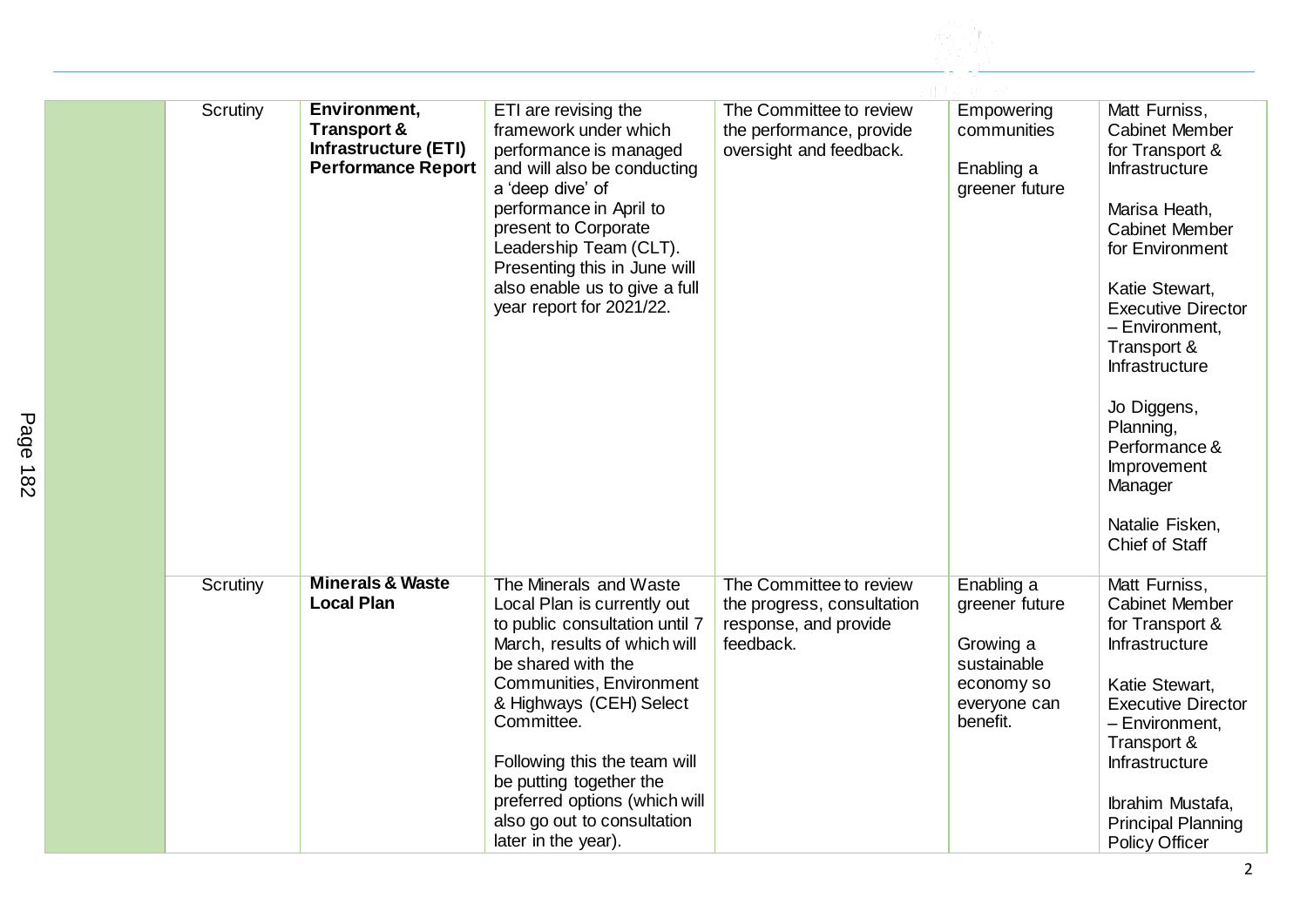| | | | | | | |
|---|---|---|---|---|---|---|
| | Scrutiny | **Environment, Transport & Infrastructure (ETI) Performance Report** | ETI are revising the framework under which performance is managed and will also be conducting a 'deep dive' of performance in April to present to Corporate Leadership Team (CLT). Presenting this in June will also enable us to give a full year report for 2021/22. | The Committee to review the performance, provide oversight and feedback. | Empowering communities<br><br>Enabling a greener future | Matt Furniss, Cabinet Member for Transport & Infrastructure<br><br>Marisa Heath, Cabinet Member for Environment<br><br>Katie Stewart, Executive Director – Environment, Transport & Infrastructure<br><br>Jo Diggens, Planning, Performance & Improvement Manager<br><br>Natalie Fisken, Chief of Staff |
| | Scrutiny | **Minerals & Waste Local Plan** | The Minerals and Waste Local Plan is currently out to public consultation until 7 March, results of which will be shared with the Communities, Environment & Highways (CEH) Select Committee.<br><br>Following this the team will be putting together the preferred options (which will also go out to consultation later in the year). | The Committee to review the progress, consultation response, and provide feedback. | Enabling a greener future<br><br>Growing a sustainable economy so everyone can benefit. | Matt Furniss, Cabinet Member for Transport & Infrastructure<br><br>Katie Stewart, Executive Director – Environment, Transport & Infrastructure<br><br>Ibrahim Mustafa, Principal Planning Policy Officer |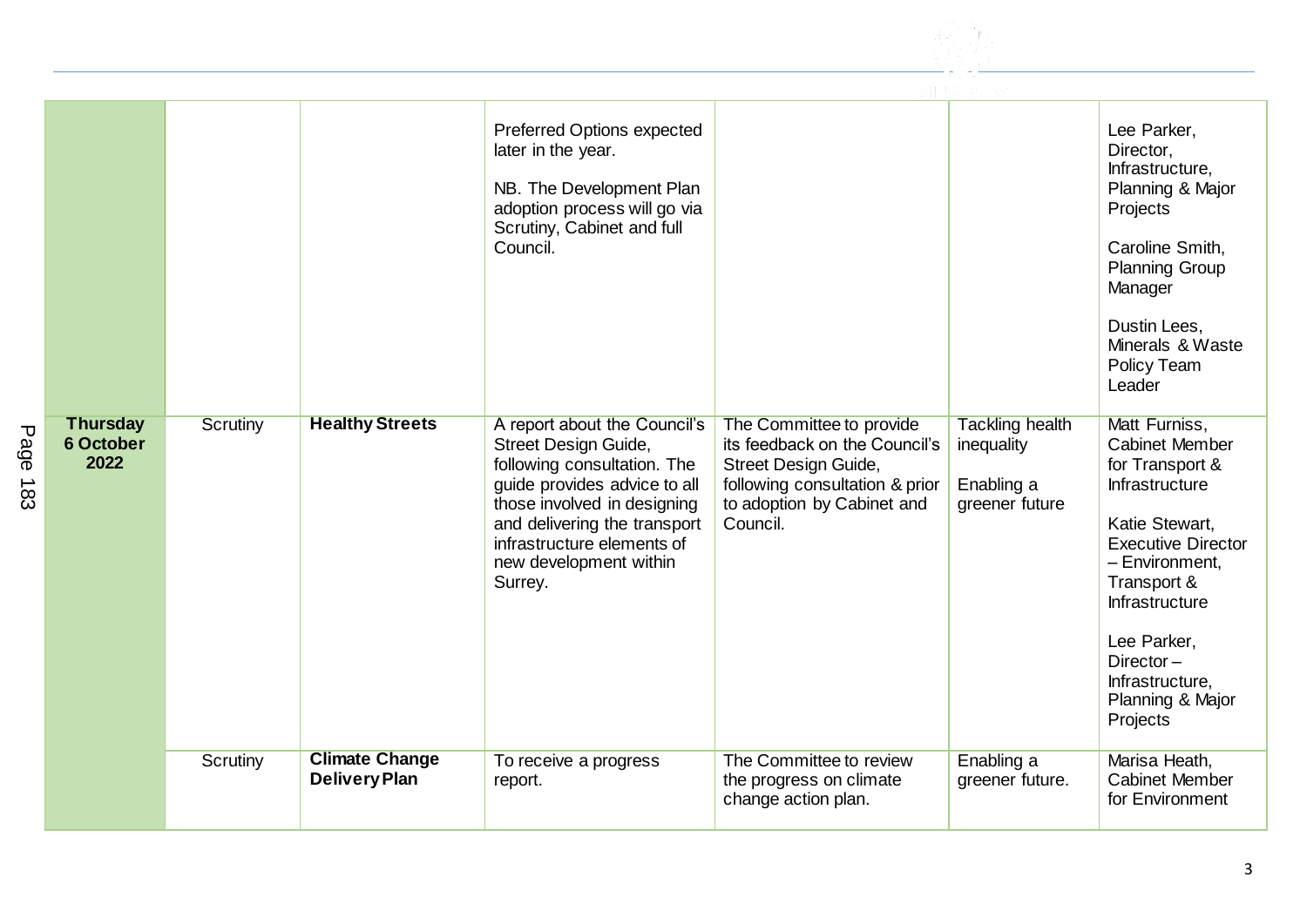| | | | | | | |
|---|---|---|---|---|---|---|
| | | | Preferred Options expected later in the year.<br><br>NB. The Development Plan adoption process will go via Scrutiny, Cabinet and full Council. | | | Lee Parker, Director, Infrastructure, Planning & Major Projects<br><br>Caroline Smith, Planning Group Manager<br><br>Dustin Lees, Minerals & Waste Policy Team Leader |
| **Thursday 6 October 2022** | Scrutiny | **Healthy Streets** | A report about the Council's Street Design Guide, following consultation. The guide provides advice to all those involved in designing and delivering the transport infrastructure elements of new development within Surrey. | The Committee to provide its feedback on the Council's Street Design Guide, following consultation & prior to adoption by Cabinet and Council. | Tackling health inequality<br><br>Enabling a greener future | Matt Furniss, Cabinet Member for Transport & Infrastructure<br><br>Katie Stewart, Executive Director – Environment, Transport & Infrastructure<br><br>Lee Parker, Director – Infrastructure, Planning & Major Projects |
| | Scrutiny | **Climate Change Delivery Plan** | To receive a progress report. | The Committee to review the progress on climate change action plan. | Enabling a greener future. | Marisa Heath, Cabinet Member for Environment |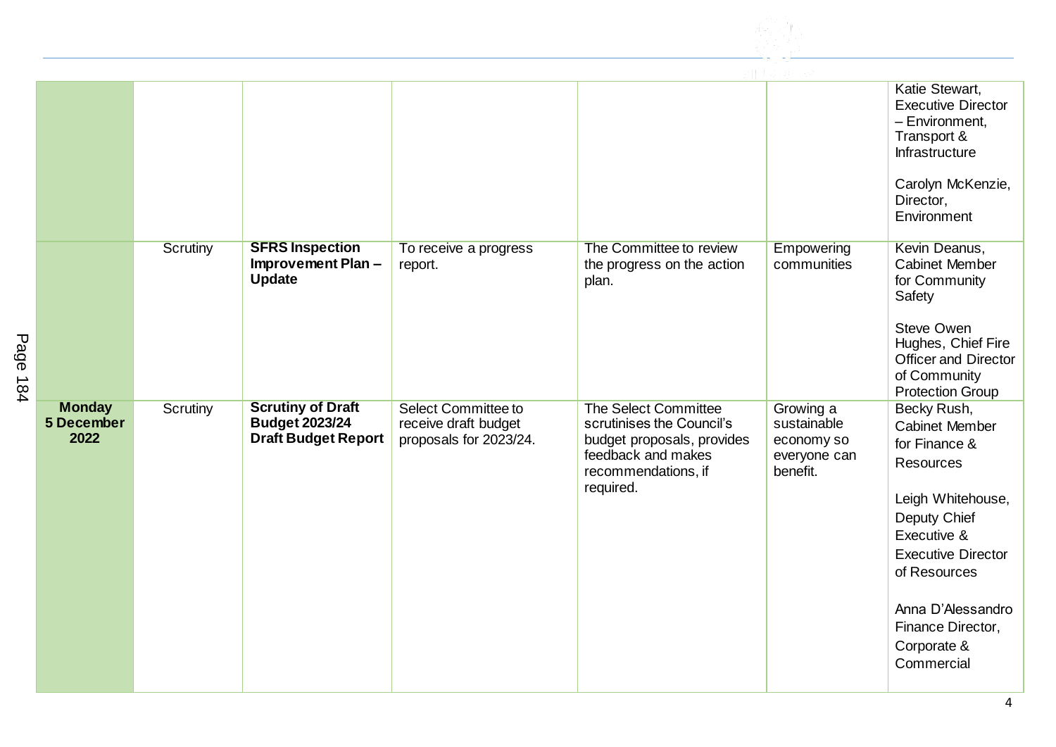| | | | | | | |
|---|---|---|---|---|---|---|
| | | | | | | Katie Stewart, Executive Director – Environment, Transport & Infrastructure<br><br>Carolyn McKenzie, Director, Environment |
| | Scrutiny | **SFRS Inspection Improvement Plan – Update** | To receive a progress report. | The Committee to review the progress on the action plan. | Empowering communities | Kevin Deanus, Cabinet Member for Community Safety<br><br>Steve Owen Hughes, Chief Fire Officer and Director of Community Protection Group |
| **Monday 5 December 2022** | Scrutiny | **Scrutiny of Draft Budget 2023/24 Draft Budget Report** | Select Committee to receive draft budget proposals for 2023/24. | The Select Committee scrutinises the Council's budget proposals, provides feedback and makes recommendations, if required. | Growing a sustainable economy so everyone can benefit. | Becky Rush, Cabinet Member for Finance & Resources<br><br>Leigh Whitehouse, Deputy Chief Executive & Executive Director of Resources<br><br>Anna D'Alessandro Finance Director, Corporate & Commercial |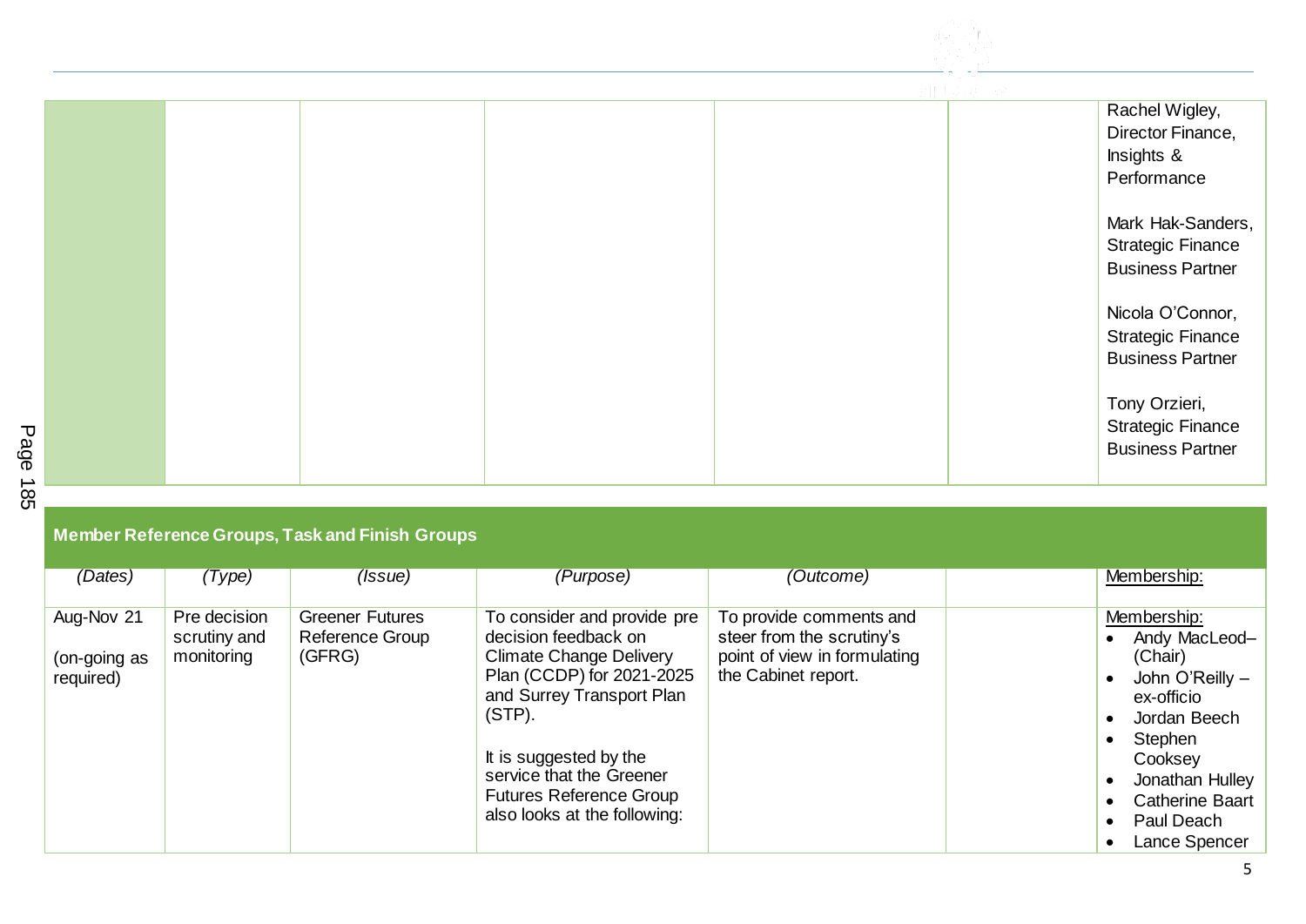| | | | | | | |
|---|---|---|---|---|---|---|
| | | | | | | Rachel Wigley, Director Finance, Insights & Performance<br><br>Mark Hak-Sanders, Strategic Finance Business Partner<br><br>Nicola O'Connor, Strategic Finance Business Partner<br><br>Tony Orzieri, Strategic Finance Business Partner |

## Member Reference Groups, Task and Finish Groups

| *(Dates)* | *(Type)* | *(Issue)* | *(Purpose)* | *(Outcome)* | | Membership: |
|---|---|---|---|---|---|---|
| Aug-Nov 21<br><br>(on-going as required) | Pre decision scrutiny and monitoring | Greener Futures Reference Group (GFRG) | To consider and provide pre decision feedback on Climate Change Delivery Plan (CCDP) for 2021-2025 and Surrey Transport Plan (STP).<br><br>It is suggested by the service that the Greener Futures Reference Group also looks at the following: | To provide comments and steer from the scrutiny's point of view in formulating the Cabinet report. | | Membership:<br>• Andy MacLeod– (Chair)<br>• John O'Reilly – ex-officio<br>• Jordan Beech<br>• Stephen Cooksey<br>• Jonathan Hulley<br>• Catherine Baart<br>• Paul Deach<br>• Lance Spencer |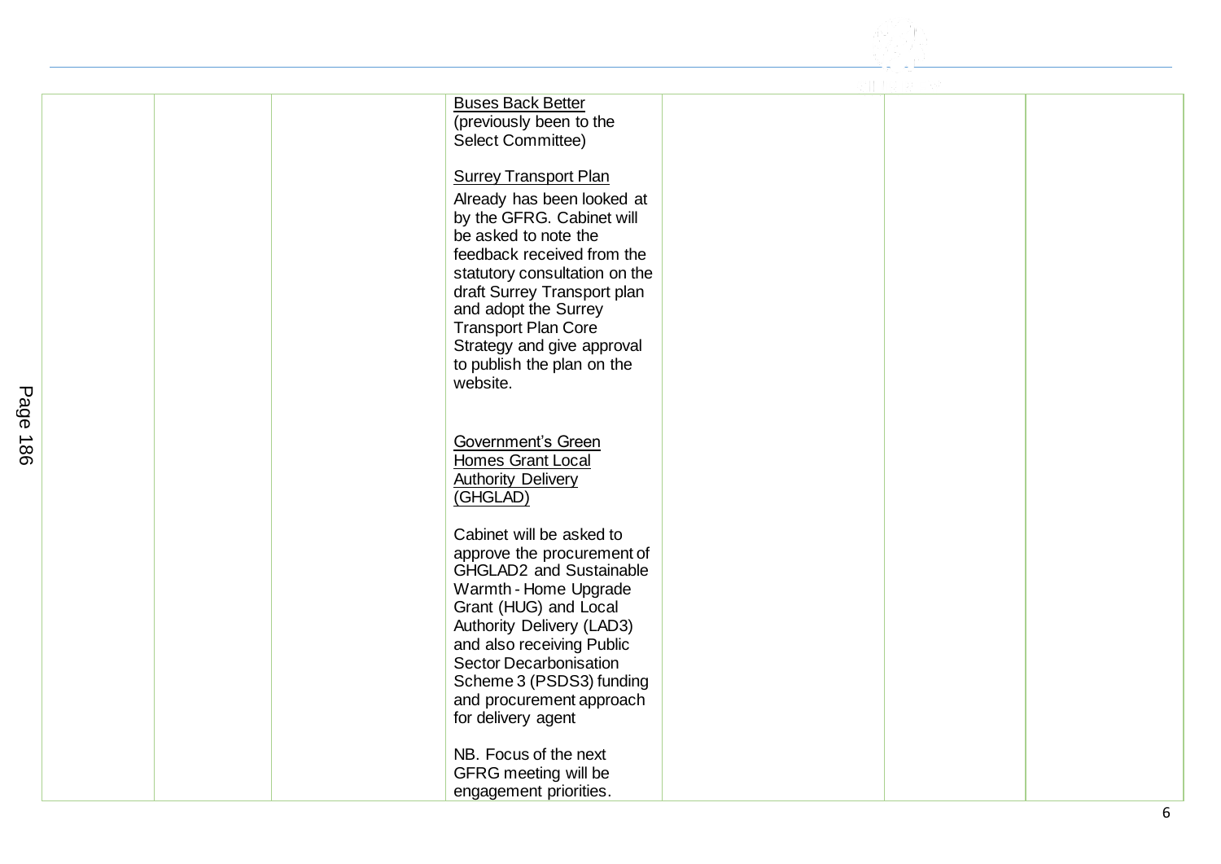|  |  |  | <u>Buses Back Better</u><br>(previously been to the Select Committee)<br><br><u>Surrey Transport Plan</u><br>Already has been looked at by the GFRG. Cabinet will be asked to note the feedback received from the statutory consultation on the draft Surrey Transport plan and adopt the Surrey Transport Plan Core Strategy and give approval to publish the plan on the website.<br><br><u>Government's Green Homes Grant Local Authority Delivery (GHGLAD)</u><br><br>Cabinet will be asked to approve the procurement of GHGLAD2 and Sustainable Warmth - Home Upgrade Grant (HUG) and Local Authority Delivery (LAD3) and also receiving Public Sector Decarbonisation Scheme 3 (PSDS3) funding and procurement approach for delivery agent<br><br>NB. Focus of the next GFRG meeting will be engagement priorities. |  |  |  |
|---|---|---|---|---|---|---|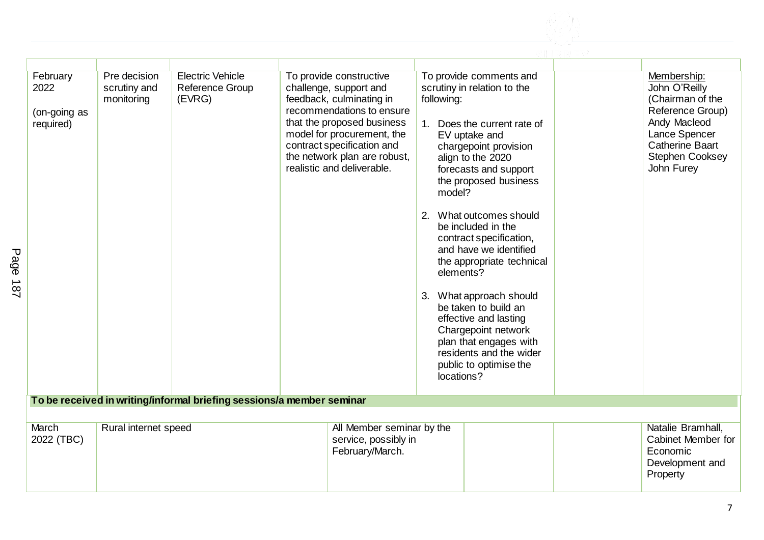| | | | | | | |
|---|---|---|---|---|---|---|
| February 2022<br><br>(on-going as required) | Pre decision scrutiny and monitoring | Electric Vehicle Reference Group (EVRG) | To provide constructive challenge, support and feedback, culminating in recommendations to ensure that the proposed business model for procurement, the contract specification and the network plan are robust, realistic and deliverable. | To provide comments and scrutiny in relation to the following:<br><br>1. Does the current rate of EV uptake and chargepoint provision align to the 2020 forecasts and support the proposed business model?<br><br>2. What outcomes should be included in the contract specification, and have we identified the appropriate technical elements?<br><br>3. What approach should be taken to build an effective and lasting Chargepoint network plan that engages with residents and the wider public to optimise the locations? | | Membership:<br>John O'Reilly (Chairman of the Reference Group)<br>Andy Macleod<br>Lance Spencer<br>Catherine Baart<br>Stephen Cooksey<br>John Furey |
| **To be received in writing/informal briefing sessions/a member seminar** | | | | | | |
| March 2022 (TBC) | Rural internet speed | | All Member seminar by the service, possibly in February/March. | | | Natalie Bramhall, Cabinet Member for Economic Development and Property |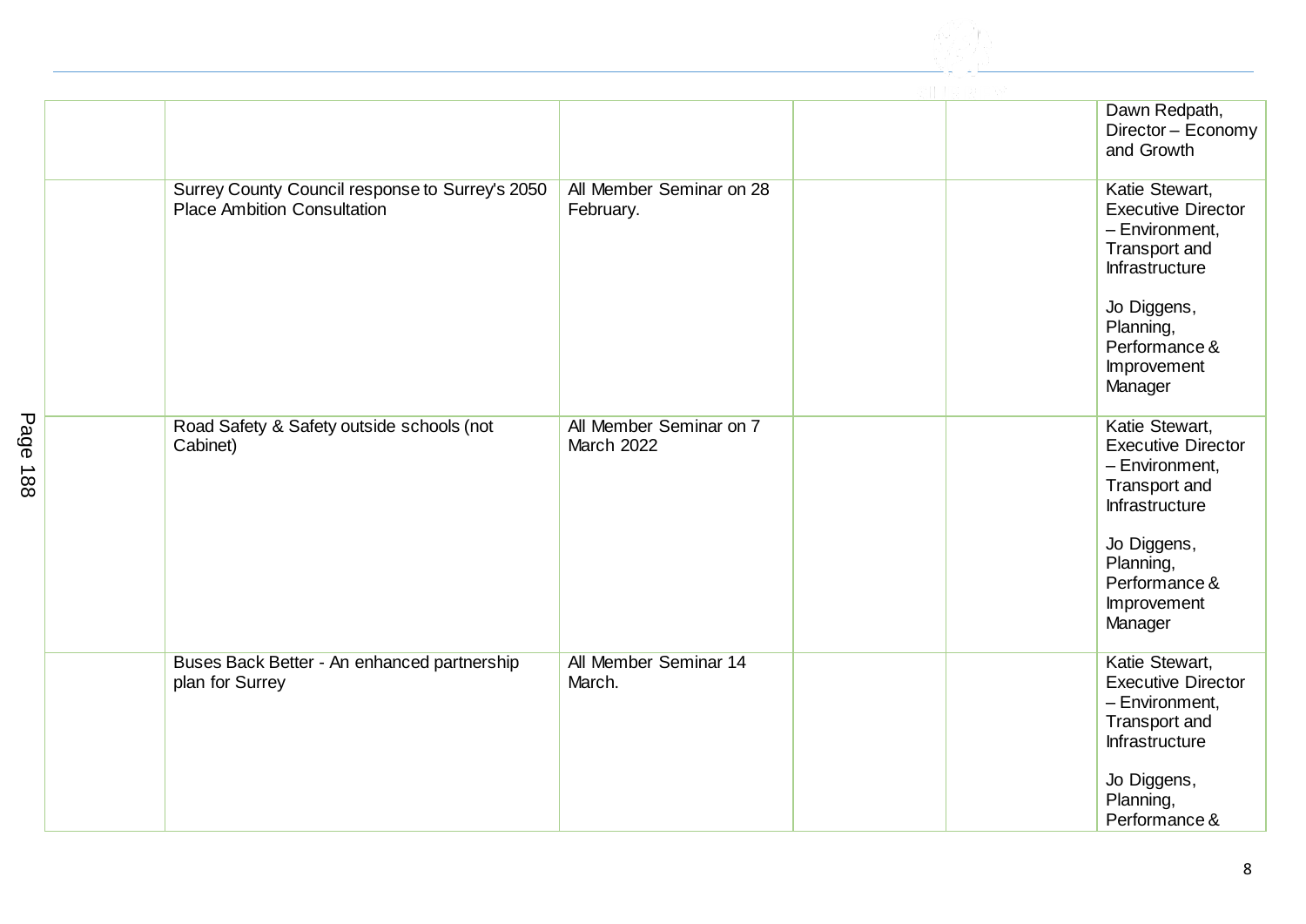| | | | | | |
|---|---|---|---|---|---|
| | | | | | Dawn Redpath, Director – Economy and Growth |
| | Surrey County Council response to Surrey's 2050 Place Ambition Consultation | All Member Seminar on 28 February. | | | Katie Stewart, Executive Director – Environment, Transport and Infrastructure<br><br>Jo Diggens, Planning, Performance & Improvement Manager |
| | Road Safety & Safety outside schools (not Cabinet) | All Member Seminar on 7 March 2022 | | | Katie Stewart, Executive Director – Environment, Transport and Infrastructure<br><br>Jo Diggens, Planning, Performance & Improvement Manager |
| | Buses Back Better - An enhanced partnership plan for Surrey | All Member Seminar 14 March. | | | Katie Stewart, Executive Director – Environment, Transport and Infrastructure<br><br>Jo Diggens, Planning, Performance & |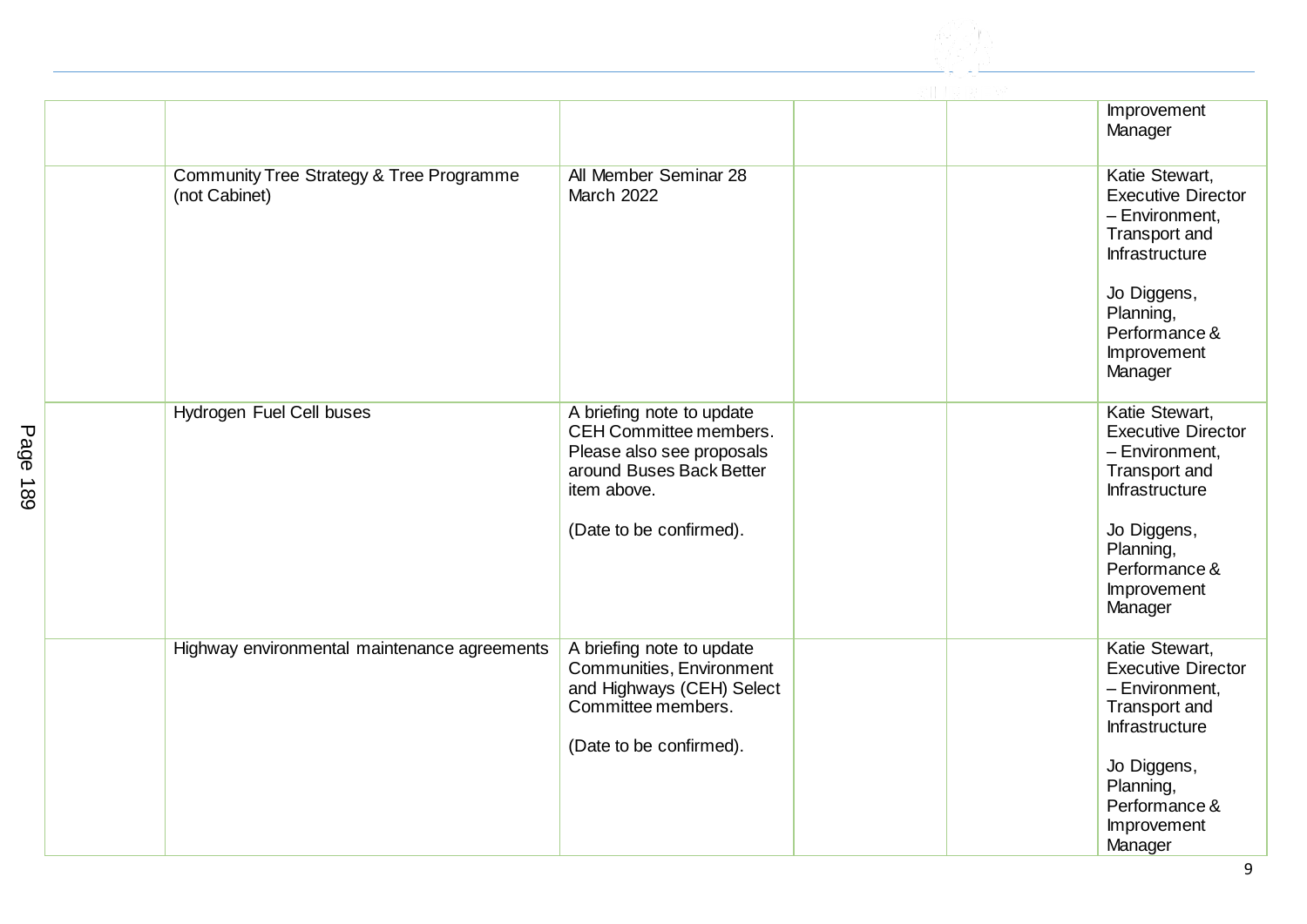| | | | | | |
|---|---|---|---|---|---|
| | | | | | Improvement Manager |
| | Community Tree Strategy & Tree Programme (not Cabinet) | All Member Seminar 28 March 2022 | | | Katie Stewart, Executive Director – Environment, Transport and Infrastructure<br><br>Jo Diggens, Planning, Performance & Improvement Manager |
| | Hydrogen Fuel Cell buses | A briefing note to update CEH Committee members. Please also see proposals around Buses Back Better item above.<br><br>(Date to be confirmed). | | | Katie Stewart, Executive Director – Environment, Transport and Infrastructure<br><br>Jo Diggens, Planning, Performance & Improvement Manager |
| | Highway environmental maintenance agreements | A briefing note to update Communities, Environment and Highways (CEH) Select Committee members.<br><br>(Date to be confirmed). | | | Katie Stewart, Executive Director – Environment, Transport and Infrastructure<br><br>Jo Diggens, Planning, Performance & Improvement Manager |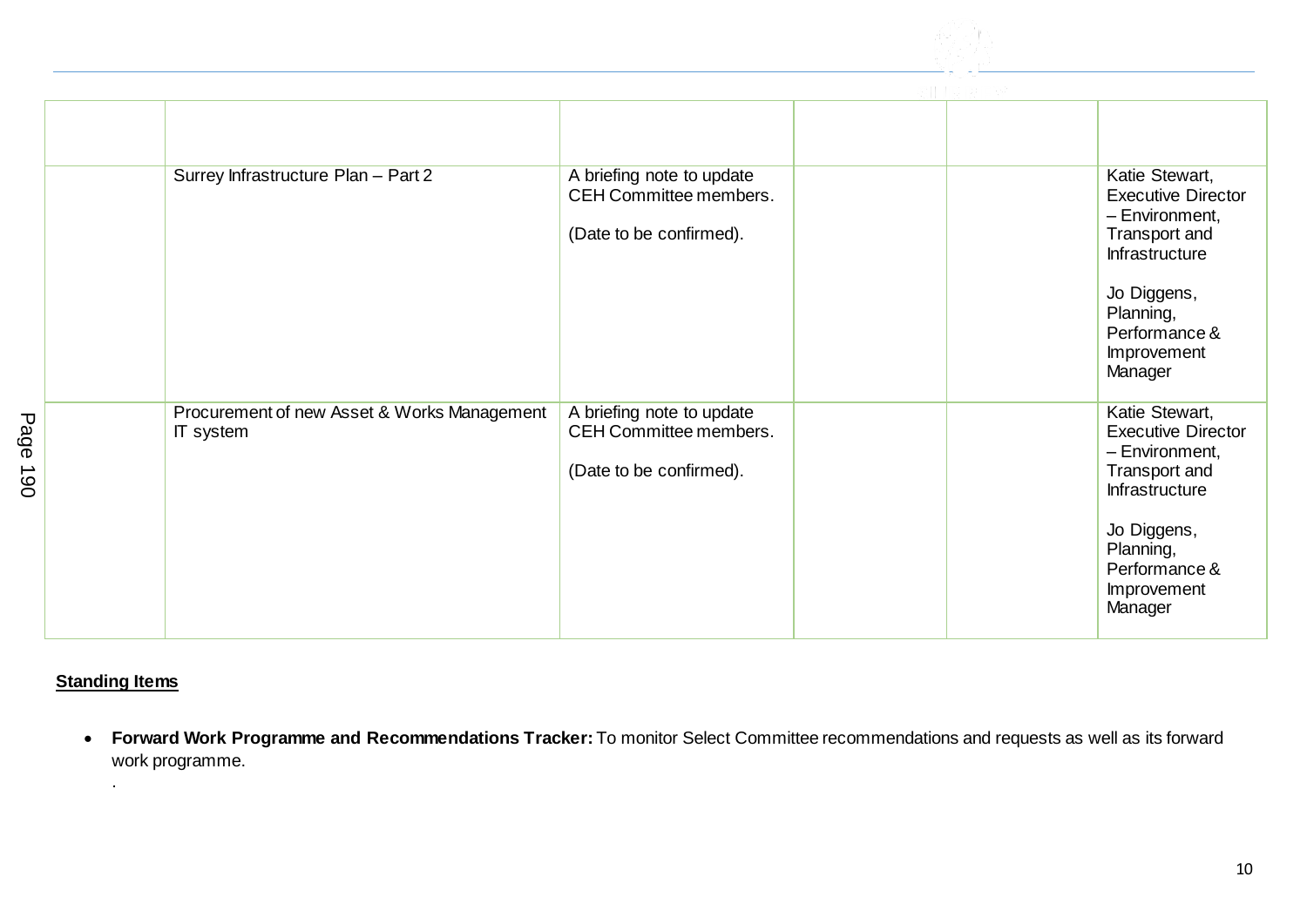| | | | | | |
|---|---|---|---|---|---|
| | | | | | |
| | Surrey Infrastructure Plan – Part 2 | A briefing note to update CEH Committee members.<br><br>(Date to be confirmed). | | | Katie Stewart, Executive Director – Environment, Transport and Infrastructure<br><br>Jo Diggens, Planning, Performance & Improvement Manager |
| | Procurement of new Asset & Works Management IT system | A briefing note to update CEH Committee members.<br><br>(Date to be confirmed). | | | Katie Stewart, Executive Director – Environment, Transport and Infrastructure<br><br>Jo Diggens, Planning, Performance & Improvement Manager |

**Standing Items**

- **Forward Work Programme and Recommendations Tracker:** To monitor Select Committee recommendations and requests as well as its forward work programme.